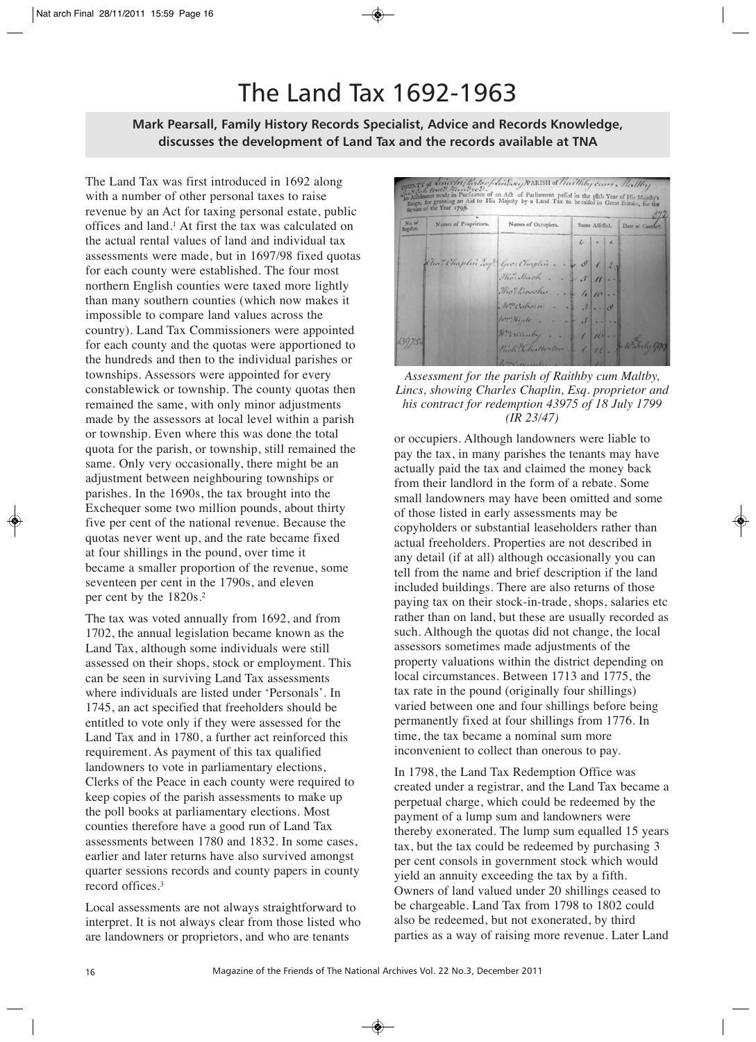# The Land Tax 1692-1963

**Mark Pearsall, Family History Records Specialist, Advice and Records Knowledge, discusses the development of Land Tax and the records available at TNA**

The Land Tax was first introduced in 1692 along with a number of other personal taxes to raise revenue by an Act for taxing personal estate, public offices and land.[1] At first the tax was calculated on the actual rental values of land and individual tax assessments were made, but in 1697/98 fixed quotas for each county were established. The four most northern English counties were taxed more lightly than many southern counties (which now makes it impossible to compare land values across the country). Land Tax Commissioners were appointed for each county and the quotas were apportioned to the hundreds and then to the individual parishes or townships. Assessors were appointed for every constablewick or township. The county quotas then remained the same, with only minor adjustments made by the assessors at local level within a parish or township. Even where this was done the total quota for the parish, or township, still remained the same. Only very occasionally, there might be an adjustment between neighbouring townships or parishes. In the 1690s, the tax brought into the Exchequer some two million pounds, about thirty five per cent of the national revenue. Because the quotas never went up, and the rate became fixed at four shillings in the pound, over time it became a smaller proportion of the revenue, some seventeen per cent in the 1790s, and eleven per cent by the 1820s.[2]

The tax was voted annually from 1692, and from 1702, the annual legislation became known as the Land Tax, although some individuals were still assessed on their shops, stock or employment. This can be seen in surviving Land Tax assessments where individuals are listed under 'Personals'. In 1745, an act specified that freeholders should be entitled to vote only if they were assessed for the Land Tax and in 1780, a further act reinforced this requirement. As payment of this tax qualified landowners to vote in parliamentary elections, Clerks of the Peace in each county were required to keep copies of the parish assessments to make up the poll books at parliamentary elections. Most counties therefore have a good run of Land Tax assessments between 1780 and 1832. In some cases, earlier and later returns have also survived amongst quarter sessions records and county papers in county record offices.[3]

Local assessments are not always straightforward to interpret. It is not always clear from those listed who are landowners or proprietors, and who are tenants

*Assessment for the parish of Raithby cum Maltby, Lincs, showing Charles Chaplin, Esq. proprietor and his contract for redemption 43975 of 18 July 1799 (IR 23/47)*

or occupiers. Although landowners were liable to pay the tax, in many parishes the tenants may have actually paid the tax and claimed the money back from their landlord in the form of a rebate. Some small landowners may have been omitted and some of those listed in early assessments may be copyholders or substantial leaseholders rather than actual freeholders. Properties are not described in any detail (if at all) although occasionally you can tell from the name and brief description if the land included buildings. There are also returns of those paying tax on their stock-in-trade, shops, salaries etc rather than on land, but these are usually recorded as such. Although the quotas did not change, the local assessors sometimes made adjustments of the property valuations within the district depending on local circumstances. Between 1713 and 1775, the tax rate in the pound (originally four shillings) varied between one and four shillings before being permanently fixed at four shillings from 1776. In time, the tax became a nominal sum more inconvenient to collect than onerous to pay.

In 1798, the Land Tax Redemption Office was created under a registrar, and the Land Tax became a perpetual charge, which could be redeemed by the payment of a lump sum and landowners were thereby exonerated. The lump sum equalled 15 years tax, but the tax could be redeemed by purchasing 3 per cent consols in government stock which would yield an annuity exceeding the tax by a fifth. Owners of land valued under 20 shillings ceased to be chargeable. Land Tax from 1798 to 1802 could also be redeemed, but not exonerated, by third parties as a way of raising more revenue. Later Land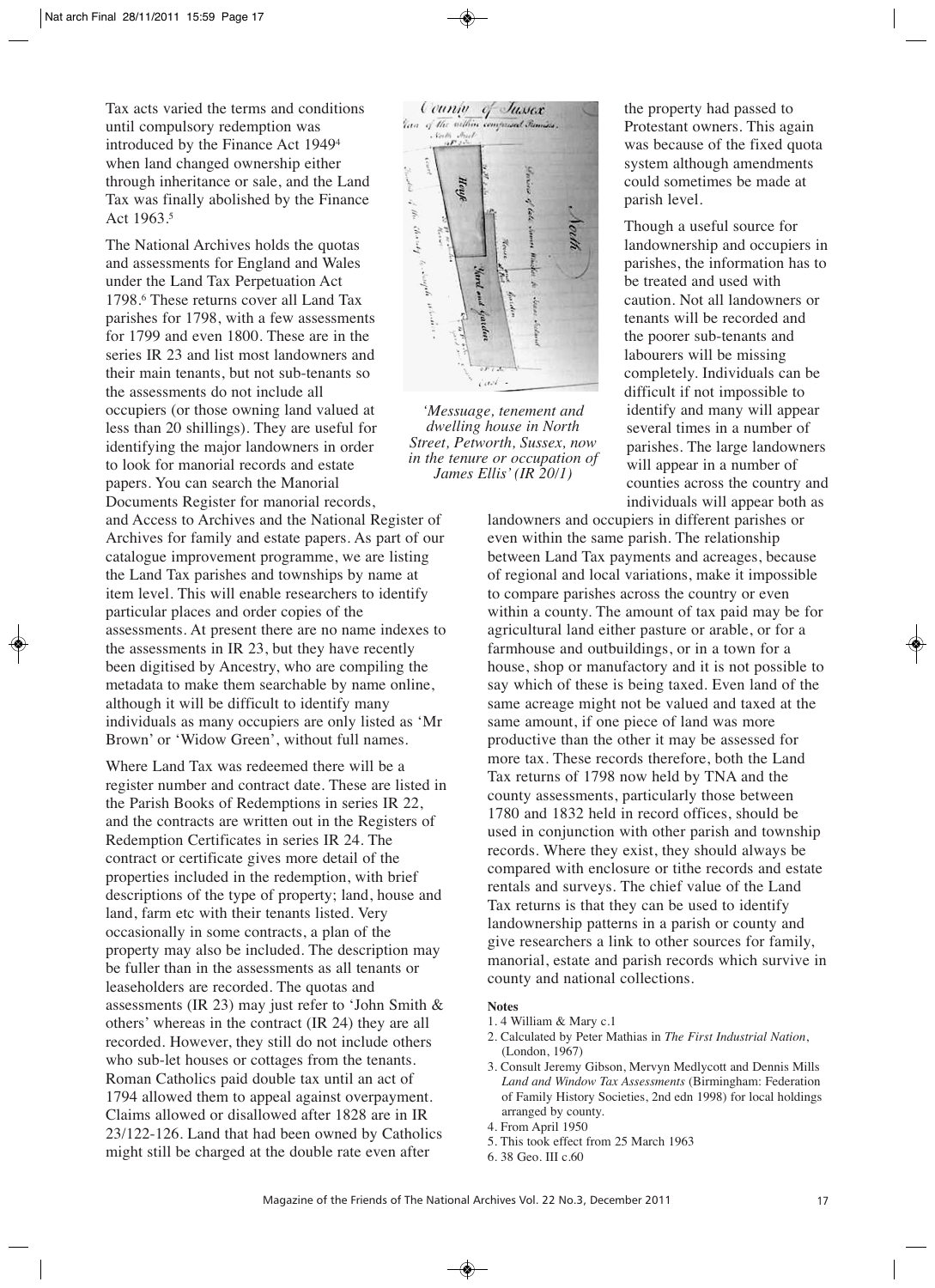Tax acts varied the terms and conditions until compulsory redemption was introduced by the Finance Act 1949[4] when land changed ownership either through inheritance or sale, and the Land Tax was finally abolished by the Finance Act 1963.[5]

The National Archives holds the quotas and assessments for England and Wales under the Land Tax Perpetuation Act 1798.[6] These returns cover all Land Tax parishes for 1798, with a few assessments for 1799 and even 1800. These are in the series IR 23 and list most landowners and their main tenants, but not sub-tenants so the assessments do not include all occupiers (or those owning land valued at less than 20 shillings). They are useful for identifying the major landowners in order to look for manorial records and estate papers. You can search the Manorial Documents Register for manorial records, and Access to Archives and the National Register of Archives for family and estate papers. As part of our catalogue improvement programme, we are listing the Land Tax parishes and townships by name at item level. This will enable researchers to identify particular places and order copies of the assessments. At present there are no name indexes to the assessments in IR 23, but they have recently been digitised by Ancestry, who are compiling the metadata to make them searchable by name online, although it will be difficult to identify many individuals as many occupiers are only listed as 'Mr Brown' or 'Widow Green', without full names.

Where Land Tax was redeemed there will be a register number and contract date. These are listed in the Parish Books of Redemptions in series IR 22, and the contracts are written out in the Registers of Redemption Certificates in series IR 24. The contract or certificate gives more detail of the properties included in the redemption, with brief descriptions of the type of property; land, house and land, farm etc with their tenants listed. Very occasionally in some contracts, a plan of the property may also be included. The description may be fuller than in the assessments as all tenants or leaseholders are recorded. The quotas and assessments (IR 23) may just refer to 'John Smith & others' whereas in the contract (IR 24) they are all recorded. However, they still do not include others who sub-let houses or cottages from the tenants. Roman Catholics paid double tax until an act of 1794 allowed them to appeal against overpayment. Claims allowed or disallowed after 1828 are in IR 23/122-126. Land that had been owned by Catholics might still be charged at the double rate even after the property had passed to Protestant owners. This again was because of the fixed quota system although amendments could sometimes be made at parish level.

*'Messuage, tenement and dwelling house in North Street, Petworth, Sussex, now in the tenure or occupation of James Ellis' (IR 20/1)*

Though a useful source for landownership and occupiers in parishes, the information has to be treated and used with caution. Not all landowners or tenants will be recorded and the poorer sub-tenants and labourers will be missing completely. Individuals can be difficult if not impossible to identify and many will appear several times in a number of parishes. The large landowners will appear in a number of counties across the country and individuals will appear both as landowners and occupiers in different parishes or even within the same parish. The relationship between Land Tax payments and acreages, because of regional and local variations, make it impossible to compare parishes across the country or even within a county. The amount of tax paid may be for agricultural land either pasture or arable, or for a farmhouse and outbuildings, or in a town for a house, shop or manufactory and it is not possible to say which of these is being taxed. Even land of the same acreage might not be valued and taxed at the same amount, if one piece of land was more productive than the other it may be assessed for more tax. These records therefore, both the Land Tax returns of 1798 now held by TNA and the county assessments, particularly those between 1780 and 1832 held in record offices, should be used in conjunction with other parish and township records. Where they exist, they should always be compared with enclosure or tithe records and estate rentals and surveys. The chief value of the Land Tax returns is that they can be used to identify landownership patterns in a parish or county and give researchers a link to other sources for family, manorial, estate and parish records which survive in county and national collections.

**Notes**

1. 4 William & Mary c.1
2. Calculated by Peter Mathias in *The First Industrial Nation*, (London, 1967)
3. Consult Jeremy Gibson, Mervyn Medlycott and Dennis Mills *Land and Window Tax Assessments* (Birmingham: Federation of Family History Societies, 2nd edn 1998) for local holdings arranged by county.
4. From April 1950
5. This took effect from 25 March 1963
6. 38 Geo. III c.60